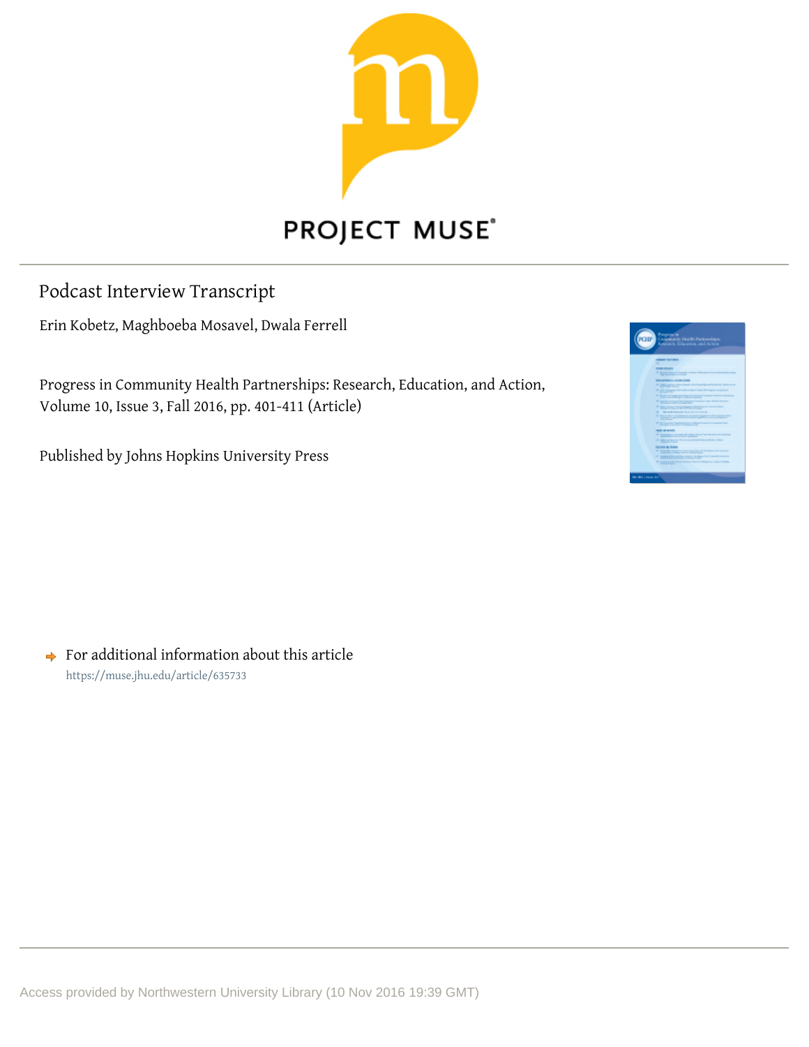PROJECT MUSE®

# Podcast Interview Transcript

Erin Kobetz, Maghboeba Mosavel, Dwala Ferrell

Progress in Community Health Partnerships: Research, Education, and Action, Volume 10, Issue 3, Fall 2016, pp. 401-411 (Article)

Published by Johns Hopkins University Press

For additional information about this article
https://muse.jhu.edu/article/635733

Access provided by Northwestern University Library (10 Nov 2016 19:39 GMT)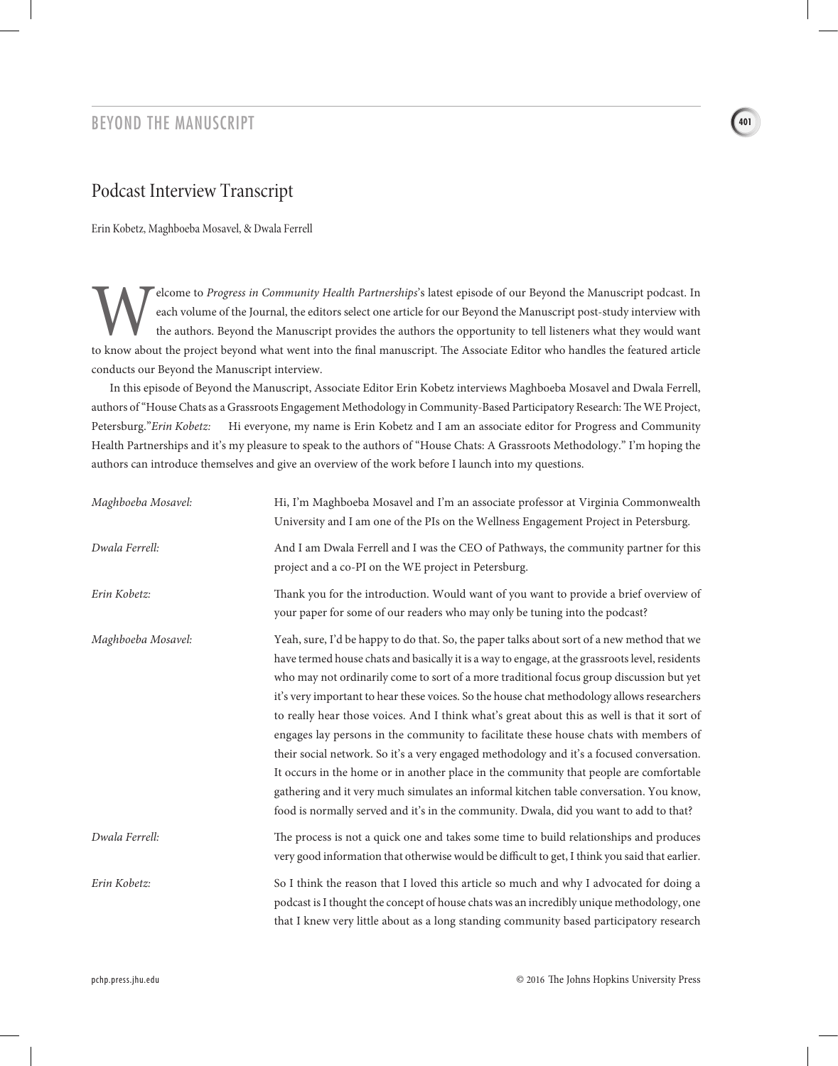## BEYOND THE MANUSCRIPT

# Podcast Interview Transcript

Erin Kobetz, Maghboeba Mosavel, & Dwala Ferrell

Welcome to *Progress in Community Health Partnerships*'s latest episode of our Beyond the Manuscript podcast. In each volume of the Journal, the editors select one article for our Beyond the Manuscript post-study interview with the authors. Beyond the Manuscript provides the authors the opportunity to tell listeners what they would want to know about the project beyond what went into the final manuscript. The Associate Editor who handles the featured article conducts our Beyond the Manuscript interview.

In this episode of Beyond the Manuscript, Associate Editor Erin Kobetz interviews Maghboeba Mosavel and Dwala Ferrell, authors of "House Chats as a Grassroots Engagement Methodology in Community-Based Participatory Research: The WE Project, Petersburg."

*Erin Kobetz:* Hi everyone, my name is Erin Kobetz and I am an associate editor for Progress and Community Health Partnerships and it's my pleasure to speak to the authors of "House Chats: A Grassroots Methodology." I'm hoping the authors can introduce themselves and give an overview of the work before I launch into my questions.

*Maghboeba Mosavel:* Hi, I'm Maghboeba Mosavel and I'm an associate professor at Virginia Commonwealth University and I am one of the PIs on the Wellness Engagement Project in Petersburg.

*Dwala Ferrell:* And I am Dwala Ferrell and I was the CEO of Pathways, the community partner for this project and a co-PI on the WE project in Petersburg.

*Erin Kobetz:* Thank you for the introduction. Would want of you want to provide a brief overview of your paper for some of our readers who may only be tuning into the podcast?

*Maghboeba Mosavel:* Yeah, sure, I'd be happy to do that. So, the paper talks about sort of a new method that we have termed house chats and basically it is a way to engage, at the grassroots level, residents who may not ordinarily come to sort of a more traditional focus group discussion but yet it's very important to hear these voices. So the house chat methodology allows researchers to really hear those voices. And I think what's great about this as well is that it sort of engages lay persons in the community to facilitate these house chats with members of their social network. So it's a very engaged methodology and it's a focused conversation. It occurs in the home or in another place in the community that people are comfortable gathering and it very much simulates an informal kitchen table conversation. You know, food is normally served and it's in the community. Dwala, did you want to add to that?

*Dwala Ferrell:* The process is not a quick one and takes some time to build relationships and produces very good information that otherwise would be difficult to get, I think you said that earlier.

*Erin Kobetz:* So I think the reason that I loved this article so much and why I advocated for doing a podcast is I thought the concept of house chats was an incredibly unique methodology, one that I knew very little about as a long standing community based participatory research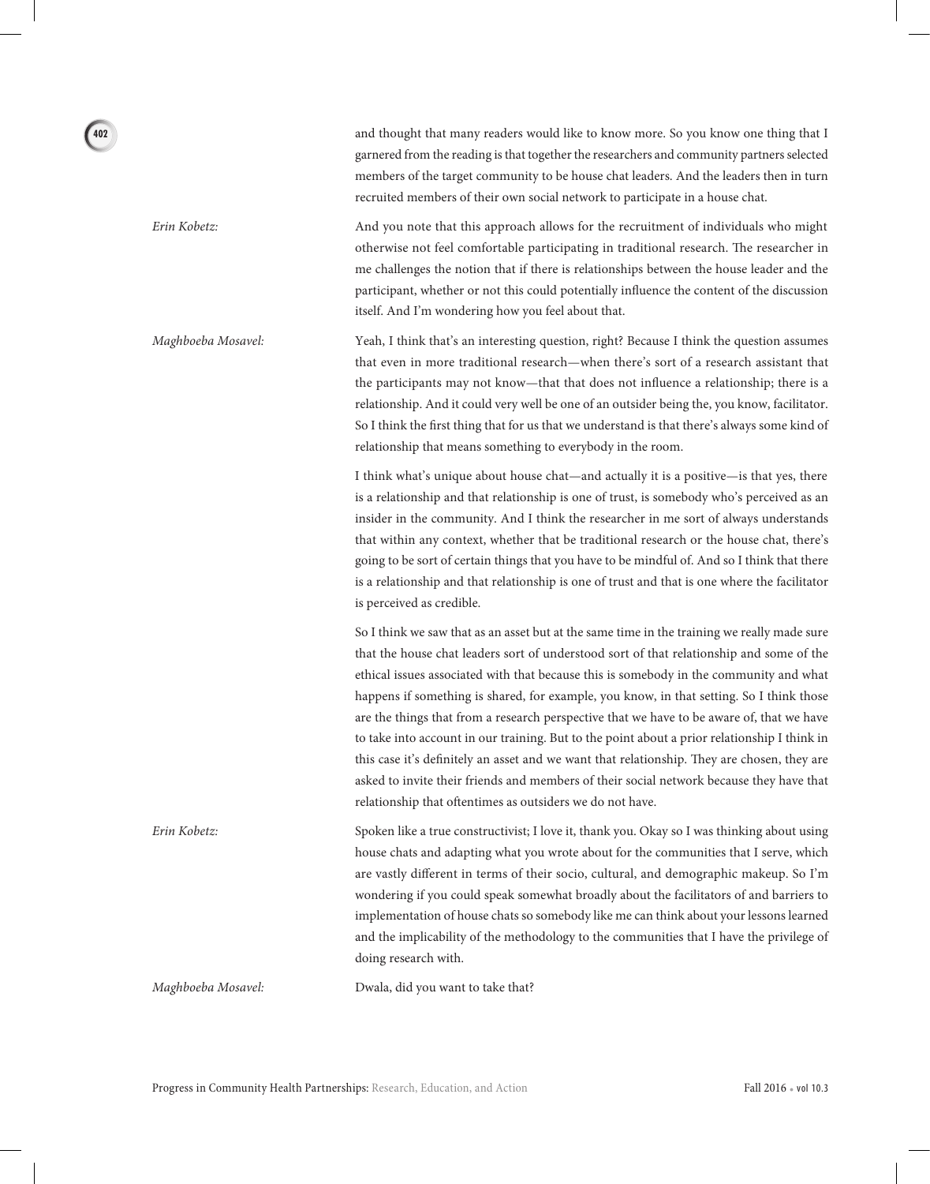and thought that many readers would like to know more. So you know one thing that I garnered from the reading is that together the researchers and community partners selected members of the target community to be house chat leaders. And the leaders then in turn recruited members of their own social network to participate in a house chat.

*Erin Kobetz:* And you note that this approach allows for the recruitment of individuals who might otherwise not feel comfortable participating in traditional research. The researcher in me challenges the notion that if there is relationships between the house leader and the participant, whether or not this could potentially influence the content of the discussion itself. And I'm wondering how you feel about that.

*Maghboeba Mosavel:* Yeah, I think that's an interesting question, right? Because I think the question assumes that even in more traditional research—when there's sort of a research assistant that the participants may not know—that that does not influence a relationship; there is a relationship. And it could very well be one of an outsider being the, you know, facilitator. So I think the first thing that for us that we understand is that there's always some kind of relationship that means something to everybody in the room.

I think what's unique about house chat—and actually it is a positive—is that yes, there is a relationship and that relationship is one of trust, is somebody who's perceived as an insider in the community. And I think the researcher in me sort of always understands that within any context, whether that be traditional research or the house chat, there's going to be sort of certain things that you have to be mindful of. And so I think that there is a relationship and that relationship is one of trust and that is one where the facilitator is perceived as credible.

So I think we saw that as an asset but at the same time in the training we really made sure that the house chat leaders sort of understood sort of that relationship and some of the ethical issues associated with that because this is somebody in the community and what happens if something is shared, for example, you know, in that setting. So I think those are the things that from a research perspective that we have to be aware of, that we have to take into account in our training. But to the point about a prior relationship I think in this case it's definitely an asset and we want that relationship. They are chosen, they are asked to invite their friends and members of their social network because they have that relationship that oftentimes as outsiders we do not have.

*Erin Kobetz:* Spoken like a true constructivist; I love it, thank you. Okay so I was thinking about using house chats and adapting what you wrote about for the communities that I serve, which are vastly different in terms of their socio, cultural, and demographic makeup. So I'm wondering if you could speak somewhat broadly about the facilitators of and barriers to implementation of house chats so somebody like me can think about your lessons learned and the implicability of the methodology to the communities that I have the privilege of doing research with.

*Maghboeba Mosavel:* Dwala, did you want to take that?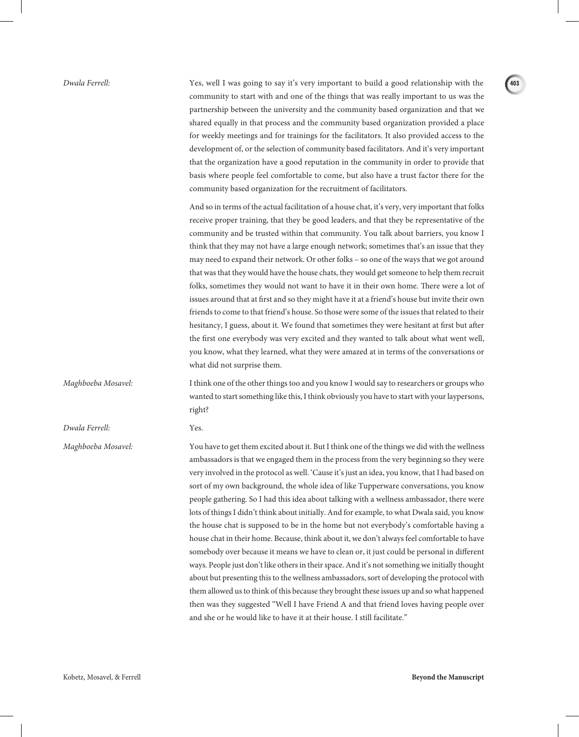*Dwala Ferrell:* Yes, well I was going to say it's very important to build a good relationship with the community to start with and one of the things that was really important to us was the partnership between the university and the community based organization and that we shared equally in that process and the community based organization provided a place for weekly meetings and for trainings for the facilitators. It also provided access to the development of, or the selection of community based facilitators. And it's very important that the organization have a good reputation in the community in order to provide that basis where people feel comfortable to come, but also have a trust factor there for the community based organization for the recruitment of facilitators.

And so in terms of the actual facilitation of a house chat, it's very, very important that folks receive proper training, that they be good leaders, and that they be representative of the community and be trusted within that community. You talk about barriers, you know I think that they may not have a large enough network; sometimes that's an issue that they may need to expand their network. Or other folks – so one of the ways that we got around that was that they would have the house chats, they would get someone to help them recruit folks, sometimes they would not want to have it in their own home. There were a lot of issues around that at first and so they might have it at a friend's house but invite their own friends to come to that friend's house. So those were some of the issues that related to their hesitancy, I guess, about it. We found that sometimes they were hesitant at first but after the first one everybody was very excited and they wanted to talk about what went well, you know, what they learned, what they were amazed at in terms of the conversations or what did not surprise them.

*Maghboeba Mosavel:* I think one of the other things too and you know I would say to researchers or groups who wanted to start something like this, I think obviously you have to start with your laypersons, right?

*Dwala Ferrell:* Yes.

*Maghboeba Mosavel:* You have to get them excited about it. But I think one of the things we did with the wellness ambassadors is that we engaged them in the process from the very beginning so they were very involved in the protocol as well. 'Cause it's just an idea, you know, that I had based on sort of my own background, the whole idea of like Tupperware conversations, you know people gathering. So I had this idea about talking with a wellness ambassador, there were lots of things I didn't think about initially. And for example, to what Dwala said, you know the house chat is supposed to be in the home but not everybody's comfortable having a house chat in their home. Because, think about it, we don't always feel comfortable to have somebody over because it means we have to clean or, it just could be personal in different ways. People just don't like others in their space. And it's not something we initially thought about but presenting this to the wellness ambassadors, sort of developing the protocol with them allowed us to think of this because they brought these issues up and so what happened then was they suggested "Well I have Friend A and that friend loves having people over and she or he would like to have it at their house. I still facilitate."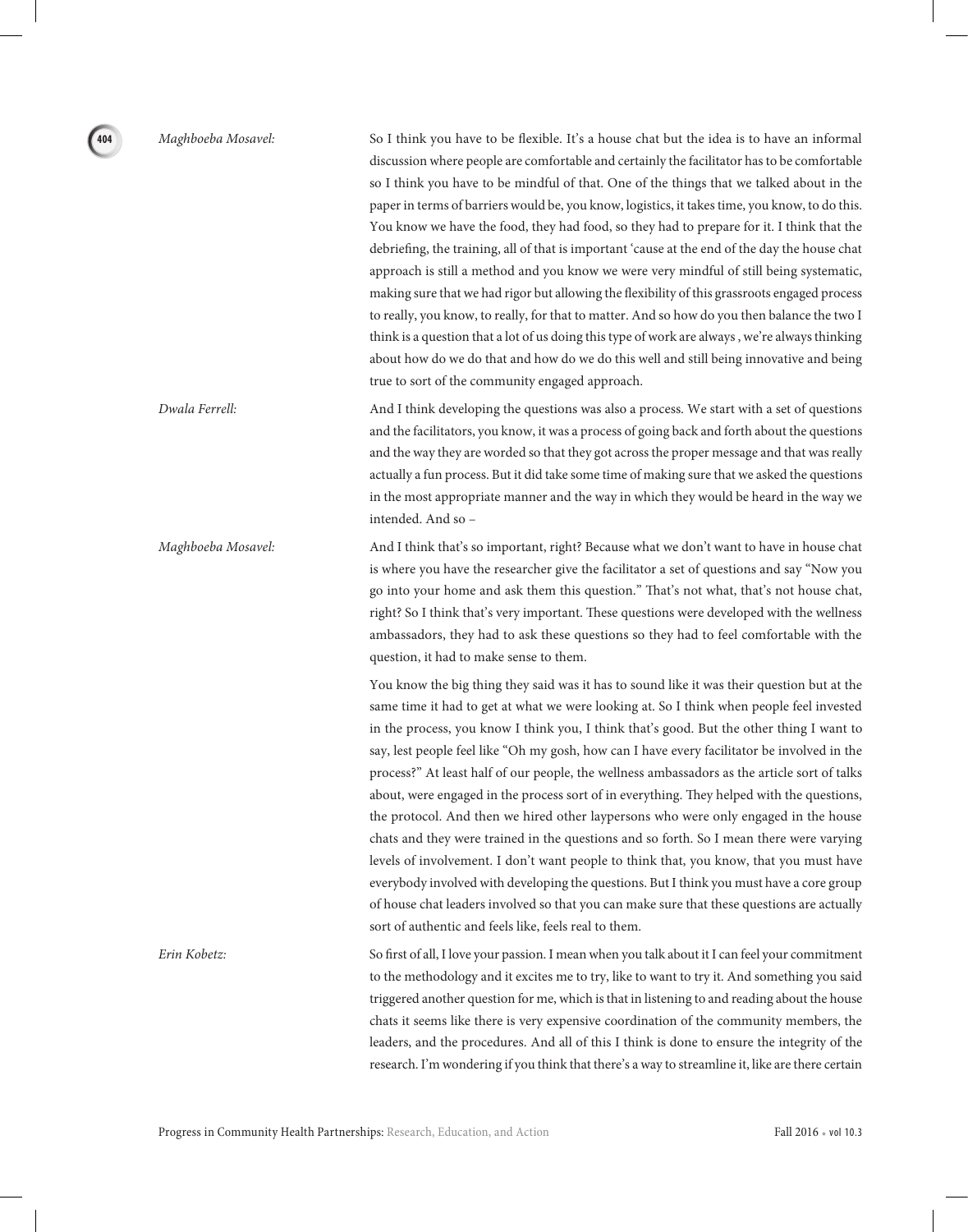*Maghboeba Mosavel:* So I think you have to be flexible. It's a house chat but the idea is to have an informal discussion where people are comfortable and certainly the facilitator has to be comfortable so I think you have to be mindful of that. One of the things that we talked about in the paper in terms of barriers would be, you know, logistics, it takes time, you know, to do this. You know we have the food, they had food, so they had to prepare for it. I think that the debriefing, the training, all of that is important 'cause at the end of the day the house chat approach is still a method and you know we were very mindful of still being systematic, making sure that we had rigor but allowing the flexibility of this grassroots engaged process to really, you know, to really, for that to matter. And so how do you then balance the two I think is a question that a lot of us doing this type of work are always , we're always thinking about how do we do that and how do we do this well and still being innovative and being true to sort of the community engaged approach.

*Dwala Ferrell:* And I think developing the questions was also a process. We start with a set of questions and the facilitators, you know, it was a process of going back and forth about the questions and the way they are worded so that they got across the proper message and that was really actually a fun process. But it did take some time of making sure that we asked the questions in the most appropriate manner and the way in which they would be heard in the way we intended. And so –

*Maghboeba Mosavel:* And I think that's so important, right? Because what we don't want to have in house chat is where you have the researcher give the facilitator a set of questions and say "Now you go into your home and ask them this question." That's not what, that's not house chat, right? So I think that's very important. These questions were developed with the wellness ambassadors, they had to ask these questions so they had to feel comfortable with the question, it had to make sense to them.

You know the big thing they said was it has to sound like it was their question but at the same time it had to get at what we were looking at. So I think when people feel invested in the process, you know I think you, I think that's good. But the other thing I want to say, lest people feel like "Oh my gosh, how can I have every facilitator be involved in the process?" At least half of our people, the wellness ambassadors as the article sort of talks about, were engaged in the process sort of in everything. They helped with the questions, the protocol. And then we hired other laypersons who were only engaged in the house chats and they were trained in the questions and so forth. So I mean there were varying levels of involvement. I don't want people to think that, you know, that you must have everybody involved with developing the questions. But I think you must have a core group of house chat leaders involved so that you can make sure that these questions are actually sort of authentic and feels like, feels real to them.

*Erin Kobetz:* So first of all, I love your passion. I mean when you talk about it I can feel your commitment to the methodology and it excites me to try, like to want to try it. And something you said triggered another question for me, which is that in listening to and reading about the house chats it seems like there is very expensive coordination of the community members, the leaders, and the procedures. And all of this I think is done to ensure the integrity of the research. I'm wondering if you think that there's a way to streamline it, like are there certain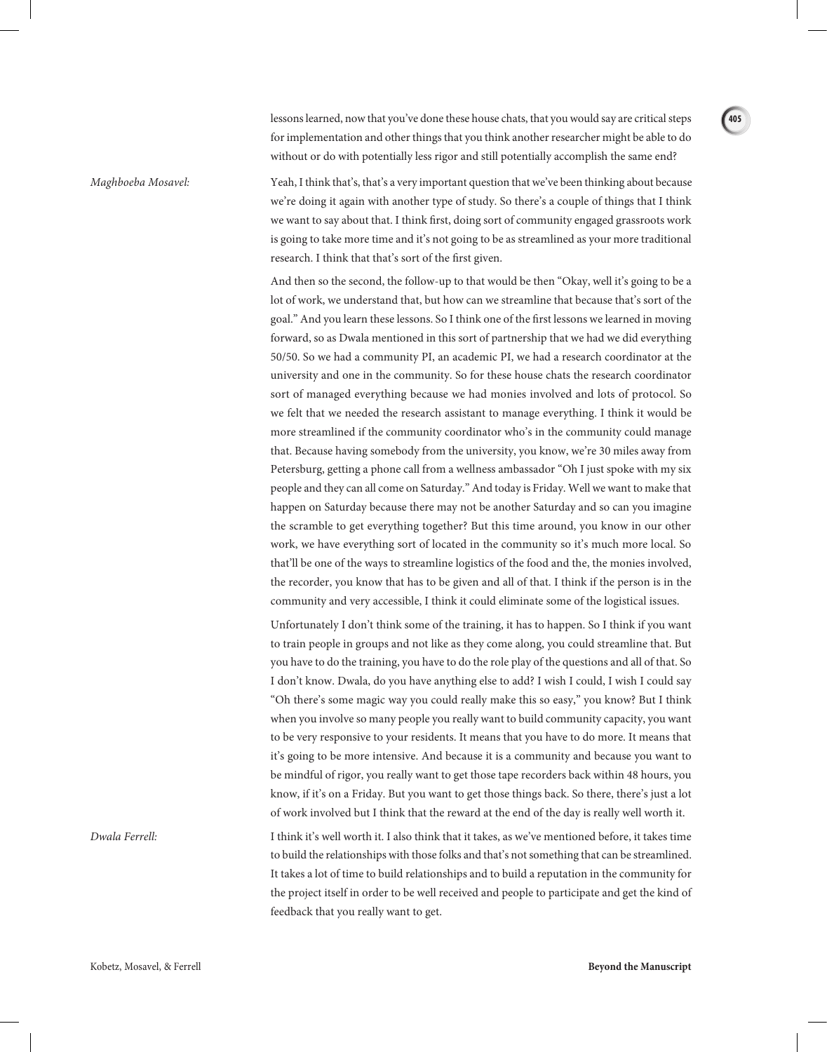lessons learned, now that you've done these house chats, that you would say are critical steps for implementation and other things that you think another researcher might be able to do without or do with potentially less rigor and still potentially accomplish the same end?

*Maghboeba Mosavel:* Yeah, I think that's, that's a very important question that we've been thinking about because we're doing it again with another type of study. So there's a couple of things that I think we want to say about that. I think first, doing sort of community engaged grassroots work is going to take more time and it's not going to be as streamlined as your more traditional research. I think that that's sort of the first given.

And then so the second, the follow-up to that would be then "Okay, well it's going to be a lot of work, we understand that, but how can we streamline that because that's sort of the goal." And you learn these lessons. So I think one of the first lessons we learned in moving forward, so as Dwala mentioned in this sort of partnership that we had we did everything 50/50. So we had a community PI, an academic PI, we had a research coordinator at the university and one in the community. So for these house chats the research coordinator sort of managed everything because we had monies involved and lots of protocol. So we felt that we needed the research assistant to manage everything. I think it would be more streamlined if the community coordinator who's in the community could manage that. Because having somebody from the university, you know, we're 30 miles away from Petersburg, getting a phone call from a wellness ambassador "Oh I just spoke with my six people and they can all come on Saturday." And today is Friday. Well we want to make that happen on Saturday because there may not be another Saturday and so can you imagine the scramble to get everything together? But this time around, you know in our other work, we have everything sort of located in the community so it's much more local. So that'll be one of the ways to streamline logistics of the food and the, the monies involved, the recorder, you know that has to be given and all of that. I think if the person is in the community and very accessible, I think it could eliminate some of the logistical issues.

Unfortunately I don't think some of the training, it has to happen. So I think if you want to train people in groups and not like as they come along, you could streamline that. But you have to do the training, you have to do the role play of the questions and all of that. So I don't know. Dwala, do you have anything else to add? I wish I could, I wish I could say "Oh there's some magic way you could really make this so easy," you know? But I think when you involve so many people you really want to build community capacity, you want to be very responsive to your residents. It means that you have to do more. It means that it's going to be more intensive. And because it is a community and because you want to be mindful of rigor, you really want to get those tape recorders back within 48 hours, you know, if it's on a Friday. But you want to get those things back. So there, there's just a lot of work involved but I think that the reward at the end of the day is really well worth it.

*Dwala Ferrell:* I think it's well worth it. I also think that it takes, as we've mentioned before, it takes time to build the relationships with those folks and that's not something that can be streamlined. It takes a lot of time to build relationships and to build a reputation in the community for the project itself in order to be well received and people to participate and get the kind of feedback that you really want to get.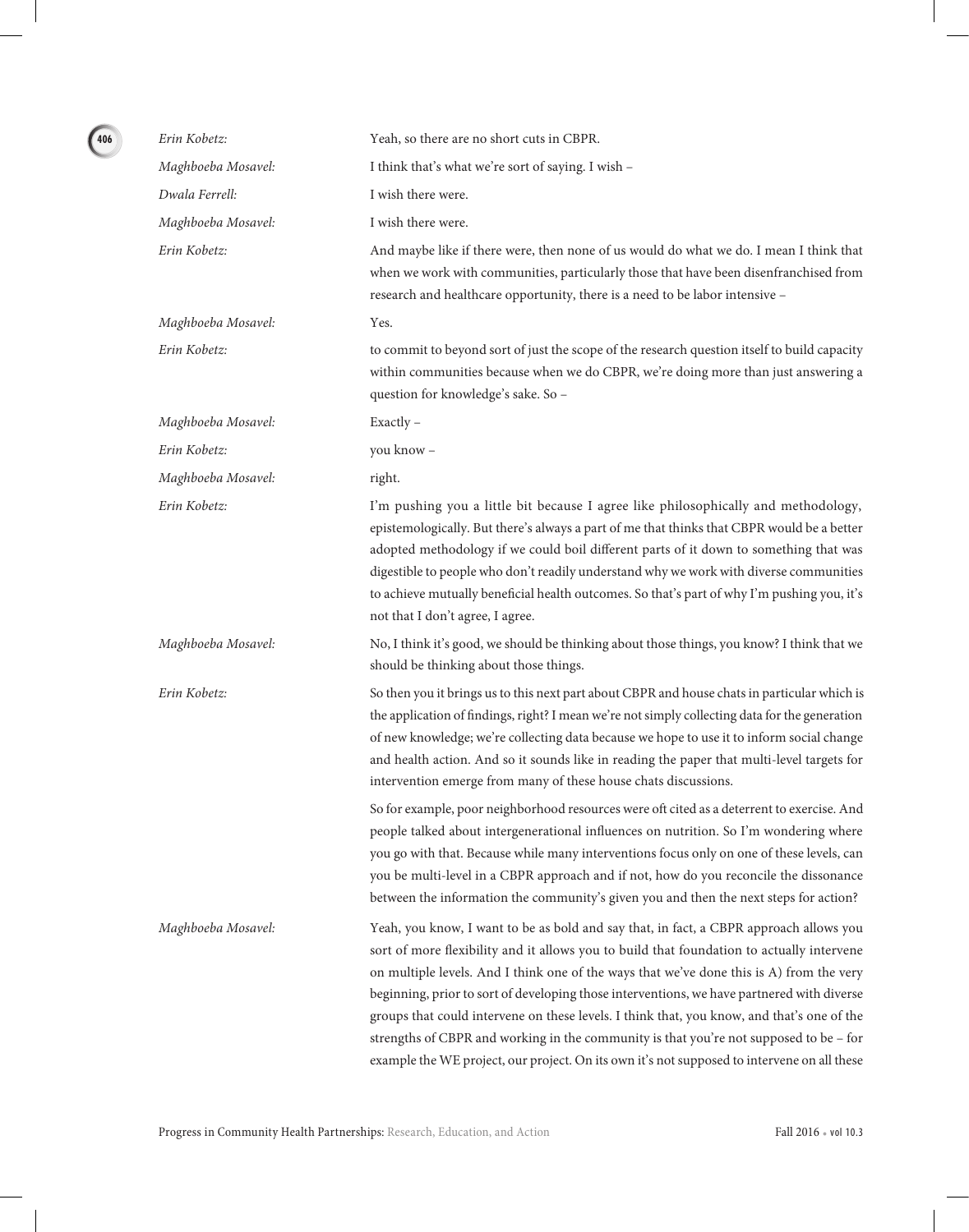*Erin Kobetz:* Yeah, so there are no short cuts in CBPR.

*Maghboeba Mosavel:* I think that's what we're sort of saying. I wish –

*Dwala Ferrell:* I wish there were.

*Maghboeba Mosavel:* I wish there were.

*Erin Kobetz:* And maybe like if there were, then none of us would do what we do. I mean I think that when we work with communities, particularly those that have been disenfranchised from research and healthcare opportunity, there is a need to be labor intensive –

*Maghboeba Mosavel:* Yes.

*Erin Kobetz:* to commit to beyond sort of just the scope of the research question itself to build capacity within communities because when we do CBPR, we're doing more than just answering a question for knowledge's sake. So –

*Maghboeba Mosavel:* Exactly –

*Erin Kobetz:* you know –

*Maghboeba Mosavel:* right.

*Erin Kobetz:* I'm pushing you a little bit because I agree like philosophically and methodology, epistemologically. But there's always a part of me that thinks that CBPR would be a better adopted methodology if we could boil different parts of it down to something that was digestible to people who don't readily understand why we work with diverse communities to achieve mutually beneficial health outcomes. So that's part of why I'm pushing you, it's not that I don't agree, I agree.

*Maghboeba Mosavel:* No, I think it's good, we should be thinking about those things, you know? I think that we should be thinking about those things.

*Erin Kobetz:* So then you it brings us to this next part about CBPR and house chats in particular which is the application of findings, right? I mean we're not simply collecting data for the generation of new knowledge; we're collecting data because we hope to use it to inform social change and health action. And so it sounds like in reading the paper that multi-level targets for intervention emerge from many of these house chats discussions.

So for example, poor neighborhood resources were oft cited as a deterrent to exercise. And people talked about intergenerational influences on nutrition. So I'm wondering where you go with that. Because while many interventions focus only on one of these levels, can you be multi-level in a CBPR approach and if not, how do you reconcile the dissonance between the information the community's given you and then the next steps for action?

*Maghboeba Mosavel:* Yeah, you know, I want to be as bold and say that, in fact, a CBPR approach allows you sort of more flexibility and it allows you to build that foundation to actually intervene on multiple levels. And I think one of the ways that we've done this is A) from the very beginning, prior to sort of developing those interventions, we have partnered with diverse groups that could intervene on these levels. I think that, you know, and that's one of the strengths of CBPR and working in the community is that you're not supposed to be – for example the WE project, our project. On its own it's not supposed to intervene on all these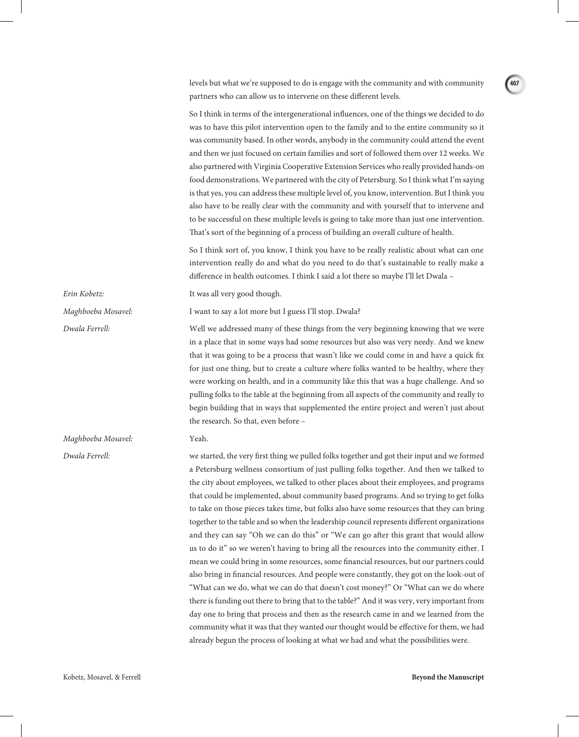levels but what we're supposed to do is engage with the community and with community partners who can allow us to intervene on these different levels.

So I think in terms of the intergenerational influences, one of the things we decided to do was to have this pilot intervention open to the family and to the entire community so it was community based. In other words, anybody in the community could attend the event and then we just focused on certain families and sort of followed them over 12 weeks. We also partnered with Virginia Cooperative Extension Services who really provided hands-on food demonstrations. We partnered with the city of Petersburg. So I think what I'm saying is that yes, you can address these multiple level of, you know, intervention. But I think you also have to be really clear with the community and with yourself that to intervene and to be successful on these multiple levels is going to take more than just one intervention. That's sort of the beginning of a process of building an overall culture of health.

So I think sort of, you know, I think you have to be really realistic about what can one intervention really do and what do you need to do that's sustainable to really make a difference in health outcomes. I think I said a lot there so maybe I'll let Dwala –

*Erin Kobetz:* It was all very good though.

*Maghboeba Mosavel:* I want to say a lot more but I guess I'll stop. Dwala?

*Dwala Ferrell:* Well we addressed many of these things from the very beginning knowing that we were in a place that in some ways had some resources but also was very needy. And we knew that it was going to be a process that wasn't like we could come in and have a quick fix for just one thing, but to create a culture where folks wanted to be healthy, where they were working on health, and in a community like this that was a huge challenge. And so pulling folks to the table at the beginning from all aspects of the community and really to begin building that in ways that supplemented the entire project and weren't just about the research. So that, even before –

*Maghboeba Mosavel:* Yeah.

*Dwala Ferrell:* we started, the very first thing we pulled folks together and got their input and we formed a Petersburg wellness consortium of just pulling folks together. And then we talked to the city about employees, we talked to other places about their employees, and programs that could be implemented, about community based programs. And so trying to get folks to take on those pieces takes time, but folks also have some resources that they can bring together to the table and so when the leadership council represents different organizations and they can say "Oh we can do this" or "We can go after this grant that would allow us to do it" so we weren't having to bring all the resources into the community either. I mean we could bring in some resources, some financial resources, but our partners could also bring in financial resources. And people were constantly, they got on the look-out of "What can we do, what we can do that doesn't cost money?" Or "What can we do where there is funding out there to bring that to the table?" And it was very, very important from day one to bring that process and then as the research came in and we learned from the community what it was that they wanted our thought would be effective for them, we had already begun the process of looking at what we had and what the possibilities were.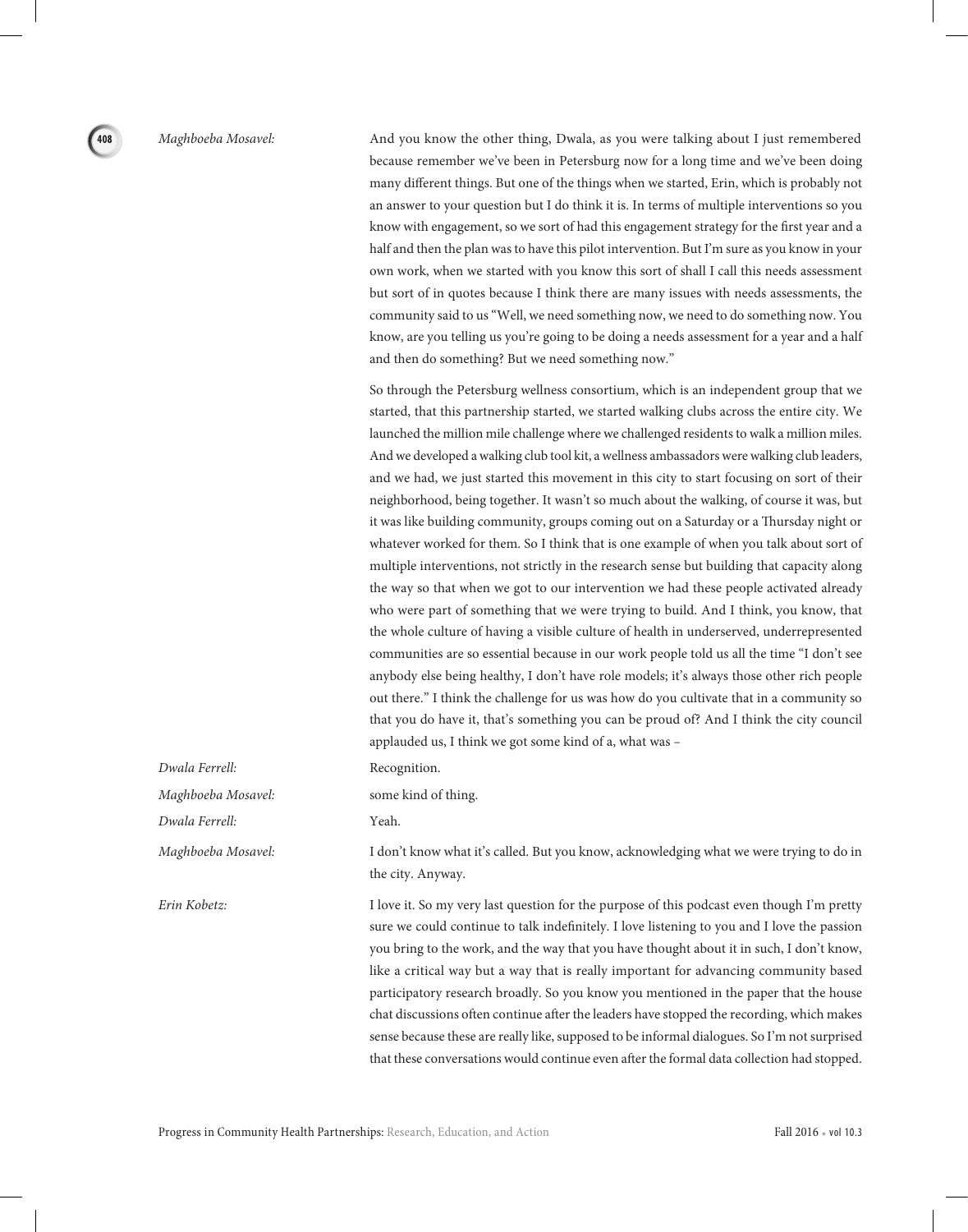*Maghboeba Mosavel:* And you know the other thing, Dwala, as you were talking about I just remembered because remember we've been in Petersburg now for a long time and we've been doing many different things. But one of the things when we started, Erin, which is probably not an answer to your question but I do think it is. In terms of multiple interventions so you know with engagement, so we sort of had this engagement strategy for the first year and a half and then the plan was to have this pilot intervention. But I'm sure as you know in your own work, when we started with you know this sort of shall I call this needs assessment but sort of in quotes because I think there are many issues with needs assessments, the community said to us "Well, we need something now, we need to do something now. You know, are you telling us you're going to be doing a needs assessment for a year and a half and then do something? But we need something now."

So through the Petersburg wellness consortium, which is an independent group that we started, that this partnership started, we started walking clubs across the entire city. We launched the million mile challenge where we challenged residents to walk a million miles. And we developed a walking club tool kit, a wellness ambassadors were walking club leaders, and we had, we just started this movement in this city to start focusing on sort of their neighborhood, being together. It wasn't so much about the walking, of course it was, but it was like building community, groups coming out on a Saturday or a Thursday night or whatever worked for them. So I think that is one example of when you talk about sort of multiple interventions, not strictly in the research sense but building that capacity along the way so that when we got to our intervention we had these people activated already who were part of something that we were trying to build. And I think, you know, that the whole culture of having a visible culture of health in underserved, underrepresented communities are so essential because in our work people told us all the time "I don't see anybody else being healthy, I don't have role models; it's always those other rich people out there." I think the challenge for us was how do you cultivate that in a community so that you do have it, that's something you can be proud of? And I think the city council applauded us, I think we got some kind of a, what was –

*Dwala Ferrell:* Recognition.

*Maghboeba Mosavel:* some kind of thing.

*Dwala Ferrell:* Yeah.

*Maghboeba Mosavel:* I don't know what it's called. But you know, acknowledging what we were trying to do in the city. Anyway.

*Erin Kobetz:* I love it. So my very last question for the purpose of this podcast even though I'm pretty sure we could continue to talk indefinitely. I love listening to you and I love the passion you bring to the work, and the way that you have thought about it in such, I don't know, like a critical way but a way that is really important for advancing community based participatory research broadly. So you know you mentioned in the paper that the house chat discussions often continue after the leaders have stopped the recording, which makes sense because these are really like, supposed to be informal dialogues. So I'm not surprised that these conversations would continue even after the formal data collection had stopped.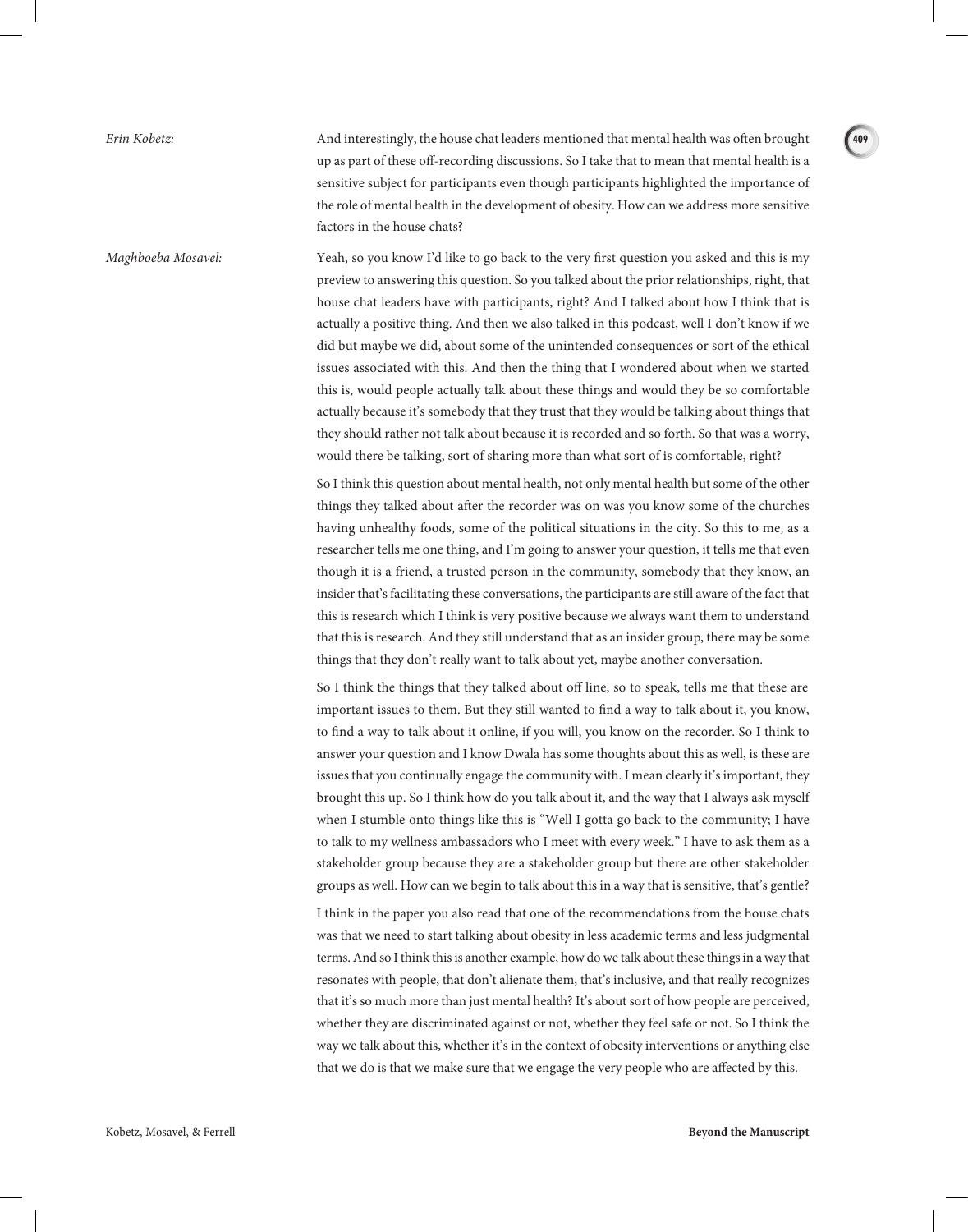*Erin Kobetz:* And interestingly, the house chat leaders mentioned that mental health was often brought up as part of these off-recording discussions. So I take that to mean that mental health is a sensitive subject for participants even though participants highlighted the importance of the role of mental health in the development of obesity. How can we address more sensitive factors in the house chats?

*Maghboeba Mosavel:* Yeah, so you know I'd like to go back to the very first question you asked and this is my preview to answering this question. So you talked about the prior relationships, right, that house chat leaders have with participants, right? And I talked about how I think that is actually a positive thing. And then we also talked in this podcast, well I don't know if we did but maybe we did, about some of the unintended consequences or sort of the ethical issues associated with this. And then the thing that I wondered about when we started this is, would people actually talk about these things and would they be so comfortable actually because it's somebody that they trust that they would be talking about things that they should rather not talk about because it is recorded and so forth. So that was a worry, would there be talking, sort of sharing more than what sort of is comfortable, right?

So I think this question about mental health, not only mental health but some of the other things they talked about after the recorder was on was you know some of the churches having unhealthy foods, some of the political situations in the city. So this to me, as a researcher tells me one thing, and I'm going to answer your question, it tells me that even though it is a friend, a trusted person in the community, somebody that they know, an insider that's facilitating these conversations, the participants are still aware of the fact that this is research which I think is very positive because we always want them to understand that this is research. And they still understand that as an insider group, there may be some things that they don't really want to talk about yet, maybe another conversation.

So I think the things that they talked about off line, so to speak, tells me that these are important issues to them. But they still wanted to find a way to talk about it, you know, to find a way to talk about it online, if you will, you know on the recorder. So I think to answer your question and I know Dwala has some thoughts about this as well, is these are issues that you continually engage the community with. I mean clearly it's important, they brought this up. So I think how do you talk about it, and the way that I always ask myself when I stumble onto things like this is "Well I gotta go back to the community; I have to talk to my wellness ambassadors who I meet with every week." I have to ask them as a stakeholder group because they are a stakeholder group but there are other stakeholder groups as well. How can we begin to talk about this in a way that is sensitive, that's gentle?

I think in the paper you also read that one of the recommendations from the house chats was that we need to start talking about obesity in less academic terms and less judgmental terms. And so I think this is another example, how do we talk about these things in a way that resonates with people, that don't alienate them, that's inclusive, and that really recognizes that it's so much more than just mental health? It's about sort of how people are perceived, whether they are discriminated against or not, whether they feel safe or not. So I think the way we talk about this, whether it's in the context of obesity interventions or anything else that we do is that we make sure that we engage the very people who are affected by this.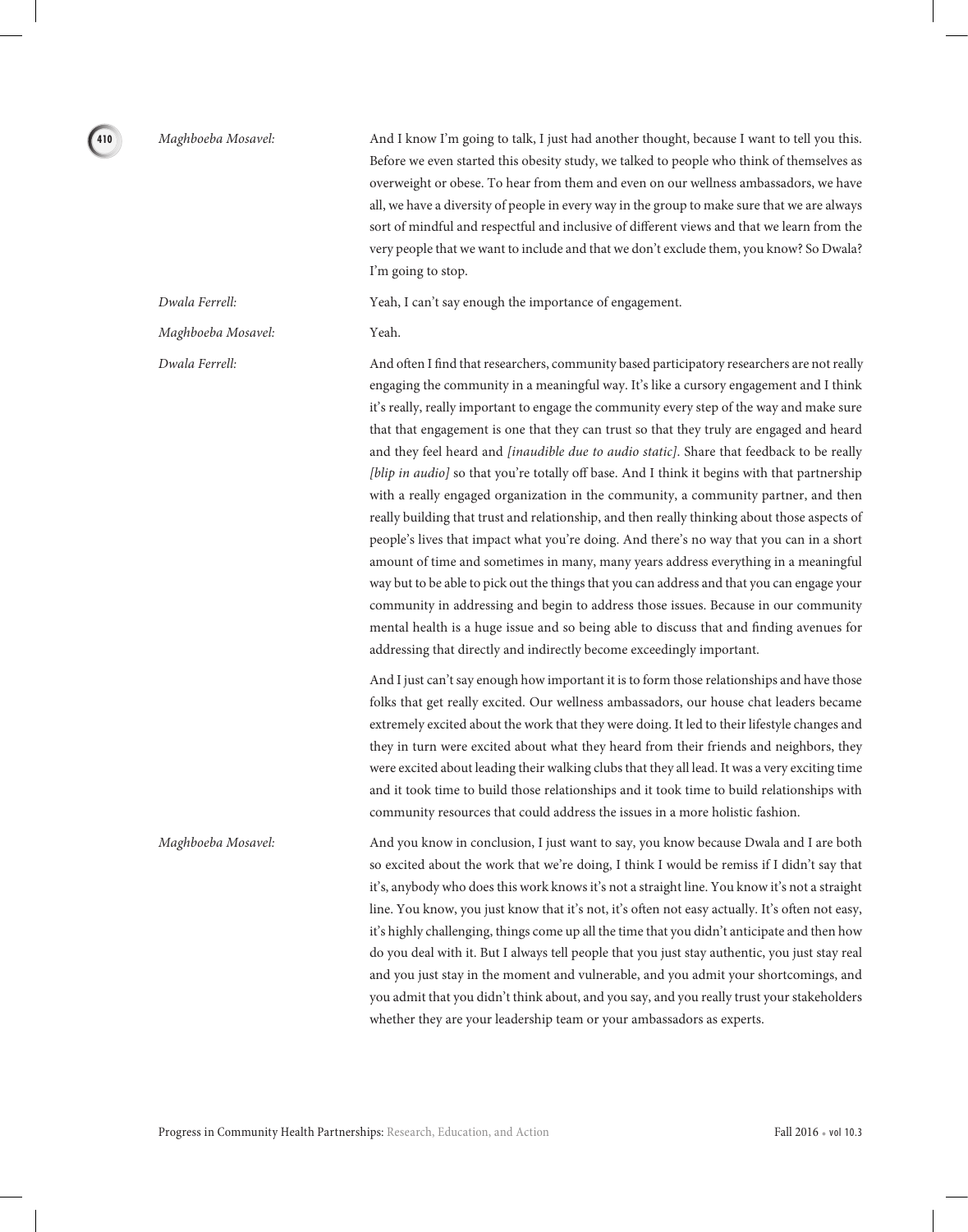*Maghboeba Mosavel:* And I know I'm going to talk, I just had another thought, because I want to tell you this. Before we even started this obesity study, we talked to people who think of themselves as overweight or obese. To hear from them and even on our wellness ambassadors, we have all, we have a diversity of people in every way in the group to make sure that we are always sort of mindful and respectful and inclusive of different views and that we learn from the very people that we want to include and that we don't exclude them, you know? So Dwala? I'm going to stop.

*Dwala Ferrell:* Yeah, I can't say enough the importance of engagement.

*Maghboeba Mosavel:* Yeah.

*Dwala Ferrell:* And often I find that researchers, community based participatory researchers are not really engaging the community in a meaningful way. It's like a cursory engagement and I think it's really, really important to engage the community every step of the way and make sure that that engagement is one that they can trust so that they truly are engaged and heard and they feel heard and *[inaudible due to audio static]*. Share that feedback to be really *[blip in audio]* so that you're totally off base. And I think it begins with that partnership with a really engaged organization in the community, a community partner, and then really building that trust and relationship, and then really thinking about those aspects of people's lives that impact what you're doing. And there's no way that you can in a short amount of time and sometimes in many, many years address everything in a meaningful way but to be able to pick out the things that you can address and that you can engage your community in addressing and begin to address those issues. Because in our community mental health is a huge issue and so being able to discuss that and finding avenues for addressing that directly and indirectly become exceedingly important.

And I just can't say enough how important it is to form those relationships and have those folks that get really excited. Our wellness ambassadors, our house chat leaders became extremely excited about the work that they were doing. It led to their lifestyle changes and they in turn were excited about what they heard from their friends and neighbors, they were excited about leading their walking clubs that they all lead. It was a very exciting time and it took time to build those relationships and it took time to build relationships with community resources that could address the issues in a more holistic fashion.

*Maghboeba Mosavel:* And you know in conclusion, I just want to say, you know because Dwala and I are both so excited about the work that we're doing, I think I would be remiss if I didn't say that it's, anybody who does this work knows it's not a straight line. You know it's not a straight line. You know, you just know that it's not, it's often not easy actually. It's often not easy, it's highly challenging, things come up all the time that you didn't anticipate and then how do you deal with it. But I always tell people that you just stay authentic, you just stay real and you just stay in the moment and vulnerable, and you admit your shortcomings, and you admit that you didn't think about, and you say, and you really trust your stakeholders whether they are your leadership team or your ambassadors as experts.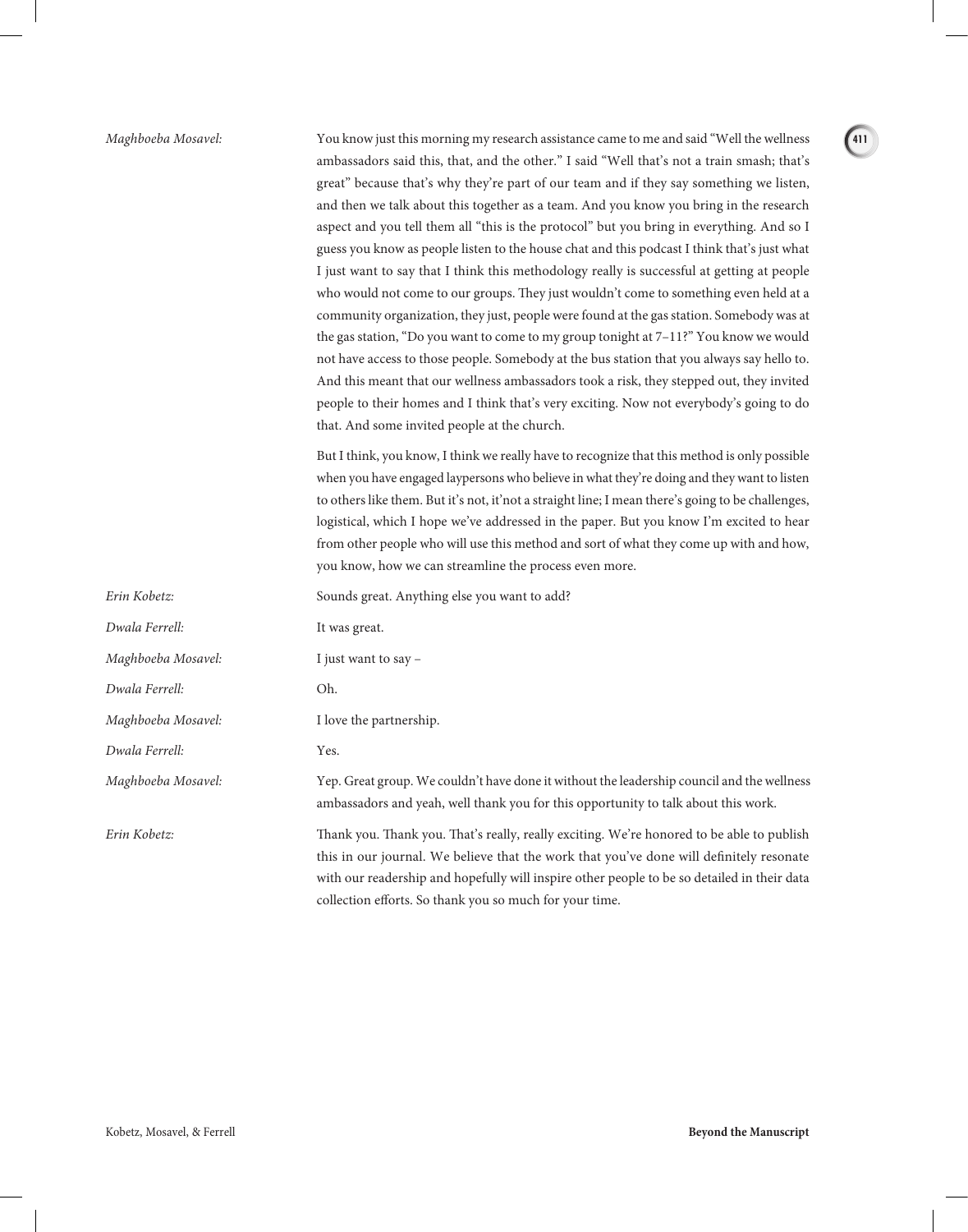*Maghboeba Mosavel:* You know just this morning my research assistance came to me and said "Well the wellness ambassadors said this, that, and the other." I said "Well that's not a train smash; that's great" because that's why they're part of our team and if they say something we listen, and then we talk about this together as a team. And you know you bring in the research aspect and you tell them all "this is the protocol" but you bring in everything. And so I guess you know as people listen to the house chat and this podcast I think that's just what I just want to say that I think this methodology really is successful at getting at people who would not come to our groups. They just wouldn't come to something even held at a community organization, they just, people were found at the gas station. Somebody was at the gas station, "Do you want to come to my group tonight at 7–11?" You know we would not have access to those people. Somebody at the bus station that you always say hello to. And this meant that our wellness ambassadors took a risk, they stepped out, they invited people to their homes and I think that's very exciting. Now not everybody's going to do that. And some invited people at the church.

But I think, you know, I think we really have to recognize that this method is only possible when you have engaged laypersons who believe in what they're doing and they want to listen to others like them. But it's not, it'not a straight line; I mean there's going to be challenges, logistical, which I hope we've addressed in the paper. But you know I'm excited to hear from other people who will use this method and sort of what they come up with and how, you know, how we can streamline the process even more.

*Erin Kobetz:* Sounds great. Anything else you want to add?

*Dwala Ferrell:* It was great.

*Maghboeba Mosavel:* I just want to say –

*Dwala Ferrell:* Oh.

*Maghboeba Mosavel:* I love the partnership.

*Dwala Ferrell:* Yes.

*Maghboeba Mosavel:* Yep. Great group. We couldn't have done it without the leadership council and the wellness ambassadors and yeah, well thank you for this opportunity to talk about this work.

*Erin Kobetz:* Thank you. Thank you. That's really, really exciting. We're honored to be able to publish this in our journal. We believe that the work that you've done will definitely resonate with our readership and hopefully will inspire other people to be so detailed in their data collection efforts. So thank you so much for your time.